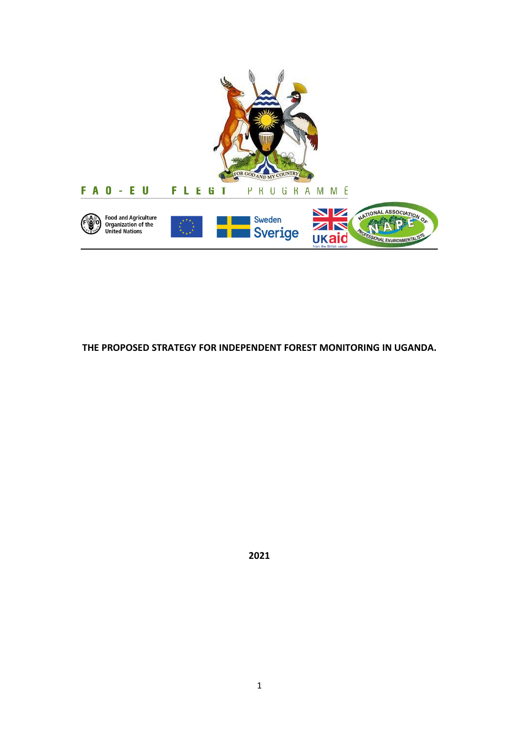FAO - EU FLEGT PROGRAMME

Food and Agriculture Organization of the United Nations

Sweden Sverige

UKaid

NATIONAL ASSOCIATION OF PROFESSIONAL ENVIRONMENTALISTS

**THE PROPOSED STRATEGY FOR INDEPENDENT FOREST MONITORING IN UGANDA.**

**2021**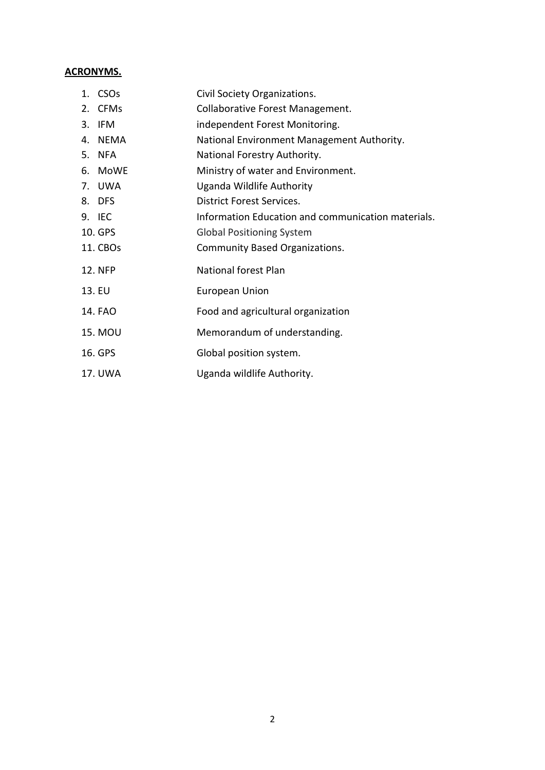**ACRONYMS.**

1. CSOs — Civil Society Organizations.
2. CFMs — Collaborative Forest Management.
3. IFM — independent Forest Monitoring.
4. NEMA — National Environment Management Authority.
5. NFA — National Forestry Authority.
6. MoWE — Ministry of water and Environment.
7. UWA — Uganda Wildlife Authority
8. DFS — District Forest Services.
9. IEC — Information Education and communication materials.
10. GPS — Global Positioning System
11. CBOs — Community Based Organizations.
12. NFP — National forest Plan
13. EU — European Union
14. FAO — Food and agricultural organization
15. MOU — Memorandum of understanding.
16. GPS — Global position system.
17. UWA — Uganda wildlife Authority.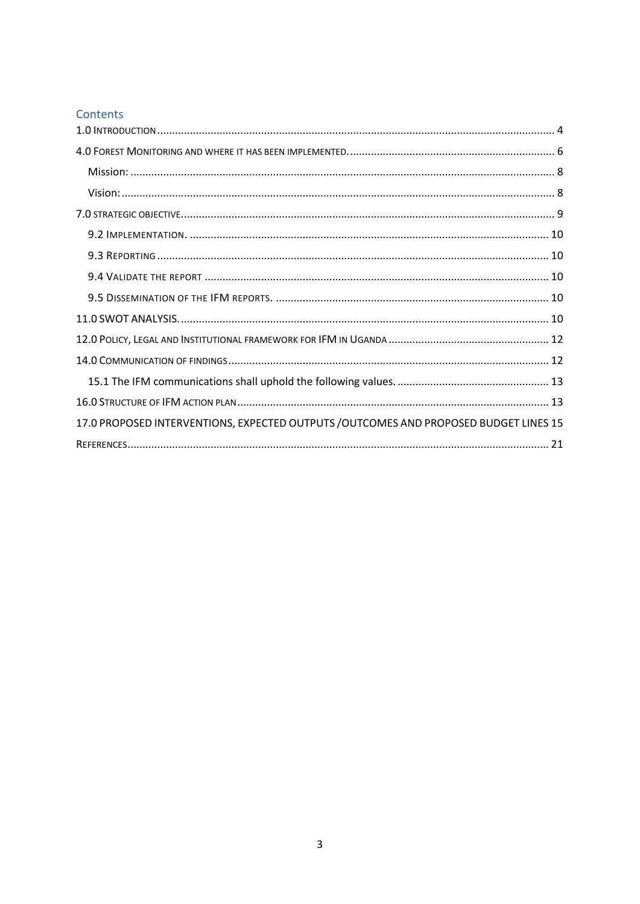# Contents

1.0 INTRODUCTION ........................................................................................................................................ 4

4.0 FOREST MONITORING AND WHERE IT HAS BEEN IMPLEMENTED. ........................................................................ 6

  Mission: ................................................................................................................................................ 8

  Vision: ................................................................................................................................................... 8

7.0 STRATEGIC OBJECTIVE ............................................................................................................................. 9

  9.2 IMPLEMENTATION. ......................................................................................................................... 10

  9.3 REPORTING ....................................................................................................................................... 10

  9.4 VALIDATE THE REPORT .................................................................................................................... 10

  9.5 DISSEMINATION OF THE IFM REPORTS. ........................................................................................... 10

11.0 SWOT ANALYSIS. ................................................................................................................................. 10

12.0 POLICY, LEGAL AND INSTITUTIONAL FRAMEWORK FOR IFM IN UGANDA ...................................................... 12

14.0 COMMUNICATION OF FINDINGS ........................................................................................................... 12

  15.1 The IFM communications shall uphold the following values. ................................................... 13

16.0 STRUCTURE OF IFM ACTION PLAN ........................................................................................................ 13

17.0 PROPOSED INTERVENTIONS, EXPECTED OUTPUTS /OUTCOMES AND PROPOSED BUDGET LINES 15

REFERENCES ............................................................................................................................................. 21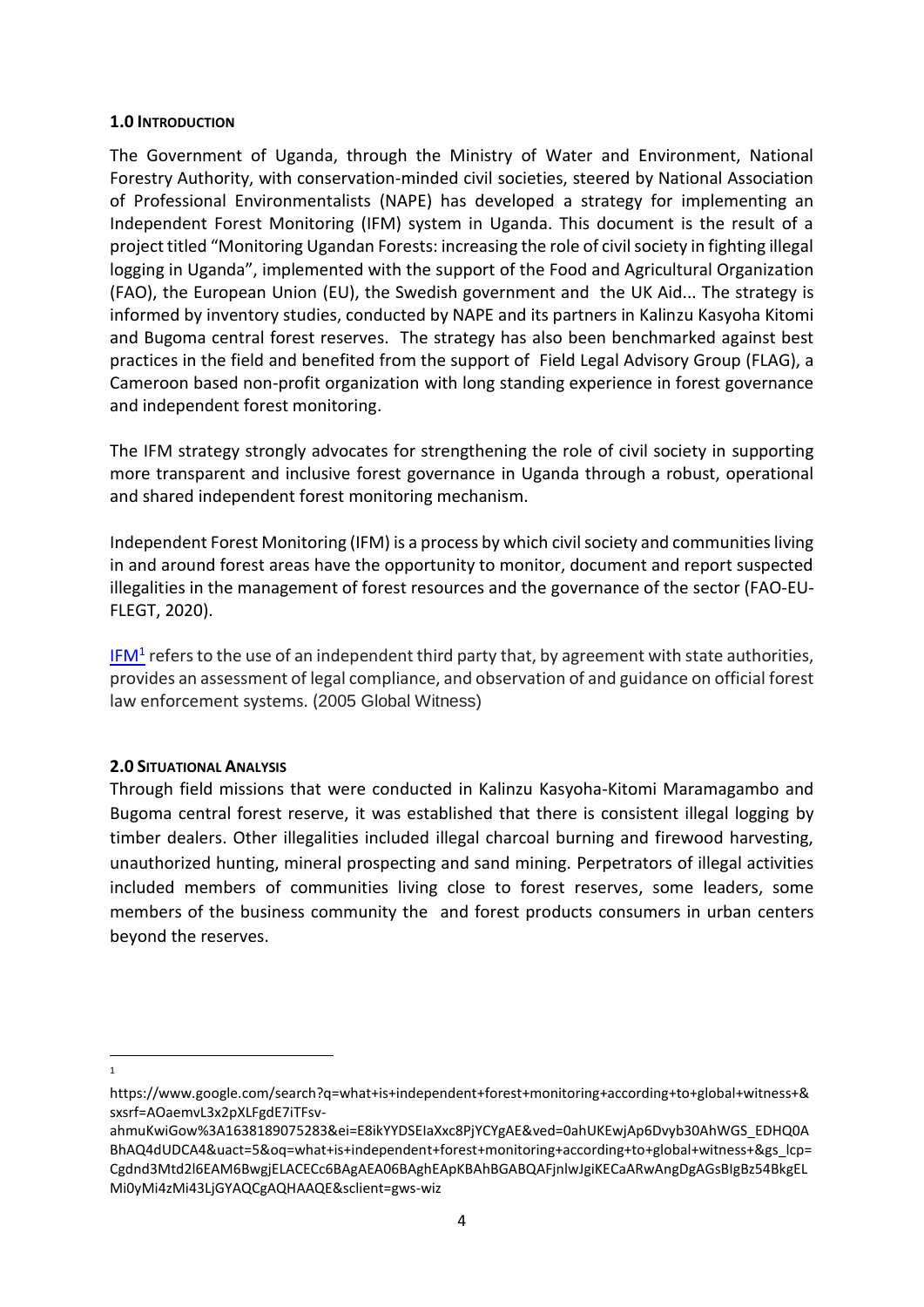## 1.0 INTRODUCTION

The Government of Uganda, through the Ministry of Water and Environment, National Forestry Authority, with conservation-minded civil societies, steered by National Association of Professional Environmentalists (NAPE) has developed a strategy for implementing an Independent Forest Monitoring (IFM) system in Uganda. This document is the result of a project titled "Monitoring Ugandan Forests: increasing the role of civil society in fighting illegal logging in Uganda", implemented with the support of the Food and Agricultural Organization (FAO), the European Union (EU), the Swedish government and the UK Aid... The strategy is informed by inventory studies, conducted by NAPE and its partners in Kalinzu Kasyoha Kitomi and Bugoma central forest reserves. The strategy has also been benchmarked against best practices in the field and benefited from the support of Field Legal Advisory Group (FLAG), a Cameroon based non-profit organization with long standing experience in forest governance and independent forest monitoring.

The IFM strategy strongly advocates for strengthening the role of civil society in supporting more transparent and inclusive forest governance in Uganda through a robust, operational and shared independent forest monitoring mechanism.

Independent Forest Monitoring (IFM) is a process by which civil society and communities living in and around forest areas have the opportunity to monitor, document and report suspected illegalities in the management of forest resources and the governance of the sector (FAO-EU-FLEGT, 2020).

IFM[1] refers to the use of an independent third party that, by agreement with state authorities, provides an assessment of legal compliance, and observation of and guidance on official forest law enforcement systems. (2005 Global Witness)

## 2.0 SITUATIONAL ANALYSIS

Through field missions that were conducted in Kalinzu Kasyoha-Kitomi Maramagambo and Bugoma central forest reserve, it was established that there is consistent illegal logging by timber dealers. Other illegalities included illegal charcoal burning and firewood harvesting, unauthorized hunting, mineral prospecting and sand mining. Perpetrators of illegal activities included members of communities living close to forest reserves, some leaders, some members of the business community the and forest products consumers in urban centers beyond the reserves.

---

[1] https://www.google.com/search?q=what+is+independent+forest+monitoring+according+to+global+witness+&sxsrf=AOaemvL3x2pXLFgdE7iTFsv-ahmuKwiGow%3A1638189075283&ei=E8ikYYDSEIaXxc8PjYCYgAE&ved=0ahUKEwjAp6Dvyb30AhWGS_EDHQ0ABhAQ4dUDCA4&uact=5&oq=what+is+independent+forest+monitoring+according+to+global+witness+&gs_lcp=Cgdnd3Mtd2l6EAM6BwgjELACECc6BAgAEA06BAghEApKBAhBGABQAFjnlwJgiKECaARwAngDgAGsBIgBz54BkgELMi0yMi4zMi43LjGYAQCgAQHAAQE&sclient=gws-wiz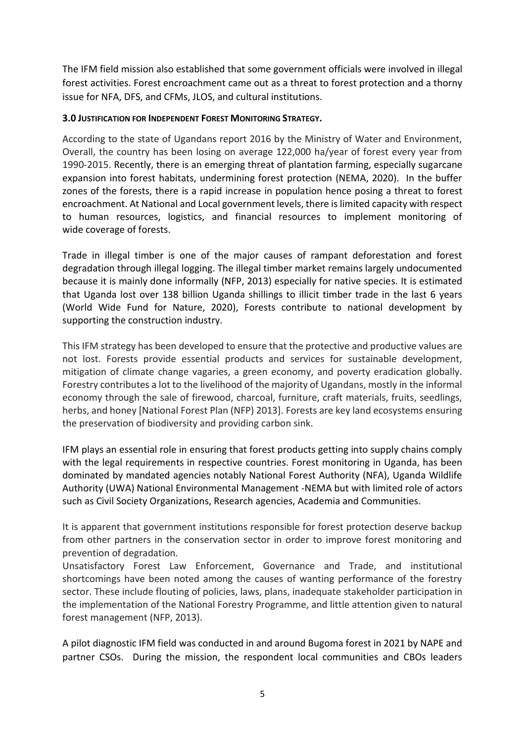The IFM field mission also established that some government officials were involved in illegal forest activities. Forest encroachment came out as a threat to forest protection and a thorny issue for NFA, DFS, and CFMs, JLOS, and cultural institutions.

### 3.0 JUSTIFICATION FOR INDEPENDENT FOREST MONITORING STRATEGY.

According to the state of Ugandans report 2016 by the Ministry of Water and Environment, Overall, the country has been losing on average 122,000 ha/year of forest every year from 1990-2015. Recently, there is an emerging threat of plantation farming, especially sugarcane expansion into forest habitats, undermining forest protection (NEMA, 2020). In the buffer zones of the forests, there is a rapid increase in population hence posing a threat to forest encroachment. At National and Local government levels, there is limited capacity with respect to human resources, logistics, and financial resources to implement monitoring of wide coverage of forests.

Trade in illegal timber is one of the major causes of rampant deforestation and forest degradation through illegal logging. The illegal timber market remains largely undocumented because it is mainly done informally (NFP, 2013) especially for native species. It is estimated that Uganda lost over 138 billion Uganda shillings to illicit timber trade in the last 6 years (World Wide Fund for Nature, 2020), Forests contribute to national development by supporting the construction industry.

This IFM strategy has been developed to ensure that the protective and productive values are not lost. Forests provide essential products and services for sustainable development, mitigation of climate change vagaries, a green economy, and poverty eradication globally. Forestry contributes a lot to the livelihood of the majority of Ugandans, mostly in the informal economy through the sale of firewood, charcoal, furniture, craft materials, fruits, seedlings, herbs, and honey [National Forest Plan (NFP) 2013]. Forests are key land ecosystems ensuring the preservation of biodiversity and providing carbon sink.

IFM plays an essential role in ensuring that forest products getting into supply chains comply with the legal requirements in respective countries. Forest monitoring in Uganda, has been dominated by mandated agencies notably National Forest Authority (NFA), Uganda Wildlife Authority (UWA) National Environmental Management -NEMA but with limited role of actors such as Civil Society Organizations, Research agencies, Academia and Communities.

It is apparent that government institutions responsible for forest protection deserve backup from other partners in the conservation sector in order to improve forest monitoring and prevention of degradation.

Unsatisfactory Forest Law Enforcement, Governance and Trade, and institutional shortcomings have been noted among the causes of wanting performance of the forestry sector. These include flouting of policies, laws, plans, inadequate stakeholder participation in the implementation of the National Forestry Programme, and little attention given to natural forest management (NFP, 2013).

A pilot diagnostic IFM field was conducted in and around Bugoma forest in 2021 by NAPE and partner CSOs. During the mission, the respondent local communities and CBOs leaders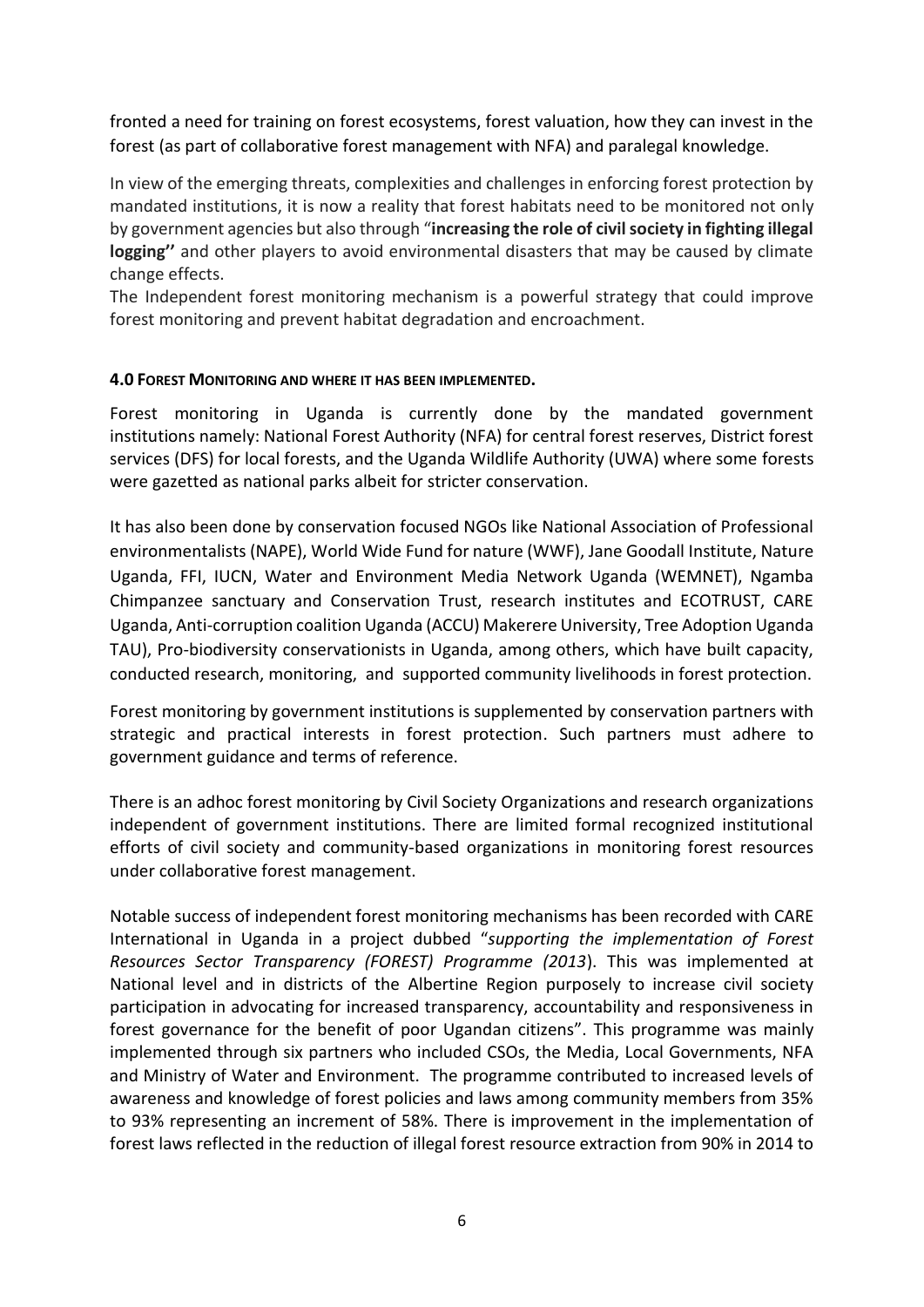fronted a need for training on forest ecosystems, forest valuation, how they can invest in the forest (as part of collaborative forest management with NFA) and paralegal knowledge.

In view of the emerging threats, complexities and challenges in enforcing forest protection by mandated institutions, it is now a reality that forest habitats need to be monitored not only by government agencies but also through "**increasing the role of civil society in fighting illegal logging''** and other players to avoid environmental disasters that may be caused by climate change effects.

The Independent forest monitoring mechanism is a powerful strategy that could improve forest monitoring and prevent habitat degradation and encroachment.

#### 4.0 FOREST MONITORING AND WHERE IT HAS BEEN IMPLEMENTED.

Forest monitoring in Uganda is currently done by the mandated government institutions namely: National Forest Authority (NFA) for central forest reserves, District forest services (DFS) for local forests, and the Uganda Wildlife Authority (UWA) where some forests were gazetted as national parks albeit for stricter conservation.

It has also been done by conservation focused NGOs like National Association of Professional environmentalists (NAPE), World Wide Fund for nature (WWF), Jane Goodall Institute, Nature Uganda, FFI, IUCN, Water and Environment Media Network Uganda (WEMNET), Ngamba Chimpanzee sanctuary and Conservation Trust, research institutes and ECOTRUST, CARE Uganda, Anti-corruption coalition Uganda (ACCU) Makerere University, Tree Adoption Uganda TAU), Pro-biodiversity conservationists in Uganda, among others, which have built capacity, conducted research, monitoring, and supported community livelihoods in forest protection.

Forest monitoring by government institutions is supplemented by conservation partners with strategic and practical interests in forest protection. Such partners must adhere to government guidance and terms of reference.

There is an adhoc forest monitoring by Civil Society Organizations and research organizations independent of government institutions. There are limited formal recognized institutional efforts of civil society and community-based organizations in monitoring forest resources under collaborative forest management.

Notable success of independent forest monitoring mechanisms has been recorded with CARE International in Uganda in a project dubbed "*supporting the implementation of Forest Resources Sector Transparency (FOREST) Programme (2013*). This was implemented at National level and in districts of the Albertine Region purposely to increase civil society participation in advocating for increased transparency, accountability and responsiveness in forest governance for the benefit of poor Ugandan citizens". This programme was mainly implemented through six partners who included CSOs, the Media, Local Governments, NFA and Ministry of Water and Environment. The programme contributed to increased levels of awareness and knowledge of forest policies and laws among community members from 35% to 93% representing an increment of 58%. There is improvement in the implementation of forest laws reflected in the reduction of illegal forest resource extraction from 90% in 2014 to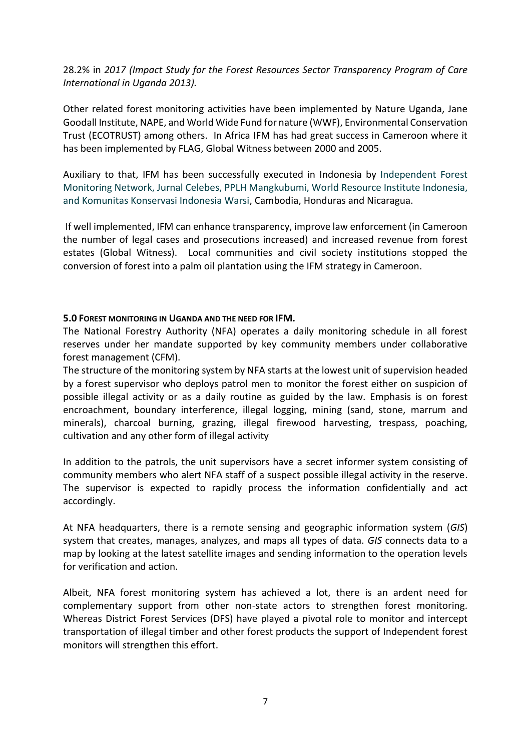28.2% in *2017 (Impact Study for the Forest Resources Sector Transparency Program of Care International in Uganda 2013).*

Other related forest monitoring activities have been implemented by Nature Uganda, Jane Goodall Institute, NAPE, and World Wide Fund for nature (WWF), Environmental Conservation Trust (ECOTRUST) among others. In Africa IFM has had great success in Cameroon where it has been implemented by FLAG, Global Witness between 2000 and 2005.

Auxiliary to that, IFM has been successfully executed in Indonesia by Independent Forest Monitoring Network, Jurnal Celebes, PPLH Mangkubumi, World Resource Institute Indonesia, and Komunitas Konservasi Indonesia Warsi, Cambodia, Honduras and Nicaragua.

If well implemented, IFM can enhance transparency, improve law enforcement (in Cameroon the number of legal cases and prosecutions increased) and increased revenue from forest estates (Global Witness). Local communities and civil society institutions stopped the conversion of forest into a palm oil plantation using the IFM strategy in Cameroon.

## 5.0 Forest monitoring in Uganda and the need for IFM.

The National Forestry Authority (NFA) operates a daily monitoring schedule in all forest reserves under her mandate supported by key community members under collaborative forest management (CFM).

The structure of the monitoring system by NFA starts at the lowest unit of supervision headed by a forest supervisor who deploys patrol men to monitor the forest either on suspicion of possible illegal activity or as a daily routine as guided by the law. Emphasis is on forest encroachment, boundary interference, illegal logging, mining (sand, stone, marrum and minerals), charcoal burning, grazing, illegal firewood harvesting, trespass, poaching, cultivation and any other form of illegal activity

In addition to the patrols, the unit supervisors have a secret informer system consisting of community members who alert NFA staff of a suspect possible illegal activity in the reserve. The supervisor is expected to rapidly process the information confidentially and act accordingly.

At NFA headquarters, there is a remote sensing and geographic information system (*GIS*) system that creates, manages, analyzes, and maps all types of data. *GIS* connects data to a map by looking at the latest satellite images and sending information to the operation levels for verification and action.

Albeit, NFA forest monitoring system has achieved a lot, there is an ardent need for complementary support from other non-state actors to strengthen forest monitoring. Whereas District Forest Services (DFS) have played a pivotal role to monitor and intercept transportation of illegal timber and other forest products the support of Independent forest monitors will strengthen this effort.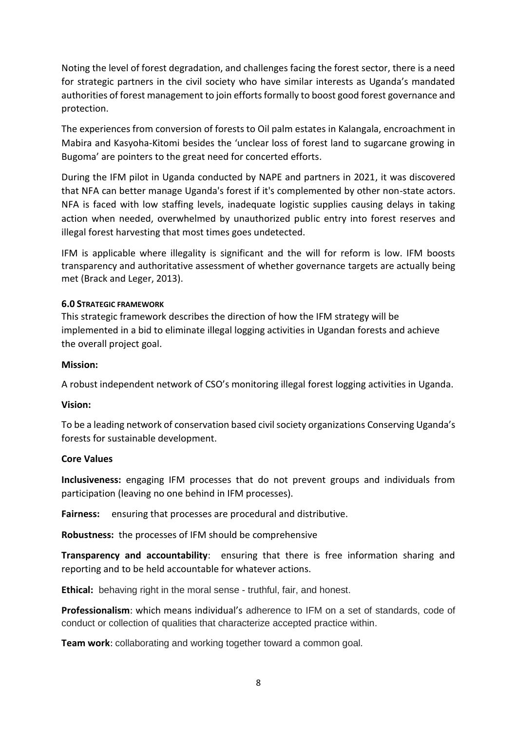Noting the level of forest degradation, and challenges facing the forest sector, there is a need for strategic partners in the civil society who have similar interests as Uganda's mandated authorities of forest management to join efforts formally to boost good forest governance and protection.

The experiences from conversion of forests to Oil palm estates in Kalangala, encroachment in Mabira and Kasyoha-Kitomi besides the 'unclear loss of forest land to sugarcane growing in Bugoma' are pointers to the great need for concerted efforts.

During the IFM pilot in Uganda conducted by NAPE and partners in 2021, it was discovered that NFA can better manage Uganda's forest if it's complemented by other non-state actors. NFA is faced with low staffing levels, inadequate logistic supplies causing delays in taking action when needed, overwhelmed by unauthorized public entry into forest reserves and illegal forest harvesting that most times goes undetected.

IFM is applicable where illegality is significant and the will for reform is low. IFM boosts transparency and authoritative assessment of whether governance targets are actually being met (Brack and Leger, 2013).

### 6.0 STRATEGIC FRAMEWORK

This strategic framework describes the direction of how the IFM strategy will be implemented in a bid to eliminate illegal logging activities in Ugandan forests and achieve the overall project goal.

**Mission:**

A robust independent network of CSO's monitoring illegal forest logging activities in Uganda.

**Vision:**

To be a leading network of conservation based civil society organizations Conserving Uganda's forests for sustainable development.

**Core Values**

**Inclusiveness:** engaging IFM processes that do not prevent groups and individuals from participation (leaving no one behind in IFM processes).

**Fairness:** ensuring that processes are procedural and distributive.

**Robustness:** the processes of IFM should be comprehensive

**Transparency and accountability**: ensuring that there is free information sharing and reporting and to be held accountable for whatever actions.

**Ethical:** behaving right in the moral sense - truthful, fair, and honest.

**Professionalism**: which means individual's adherence to IFM on a set of standards, code of conduct or collection of qualities that characterize accepted practice within.

**Team work**: collaborating and working together toward a common goal.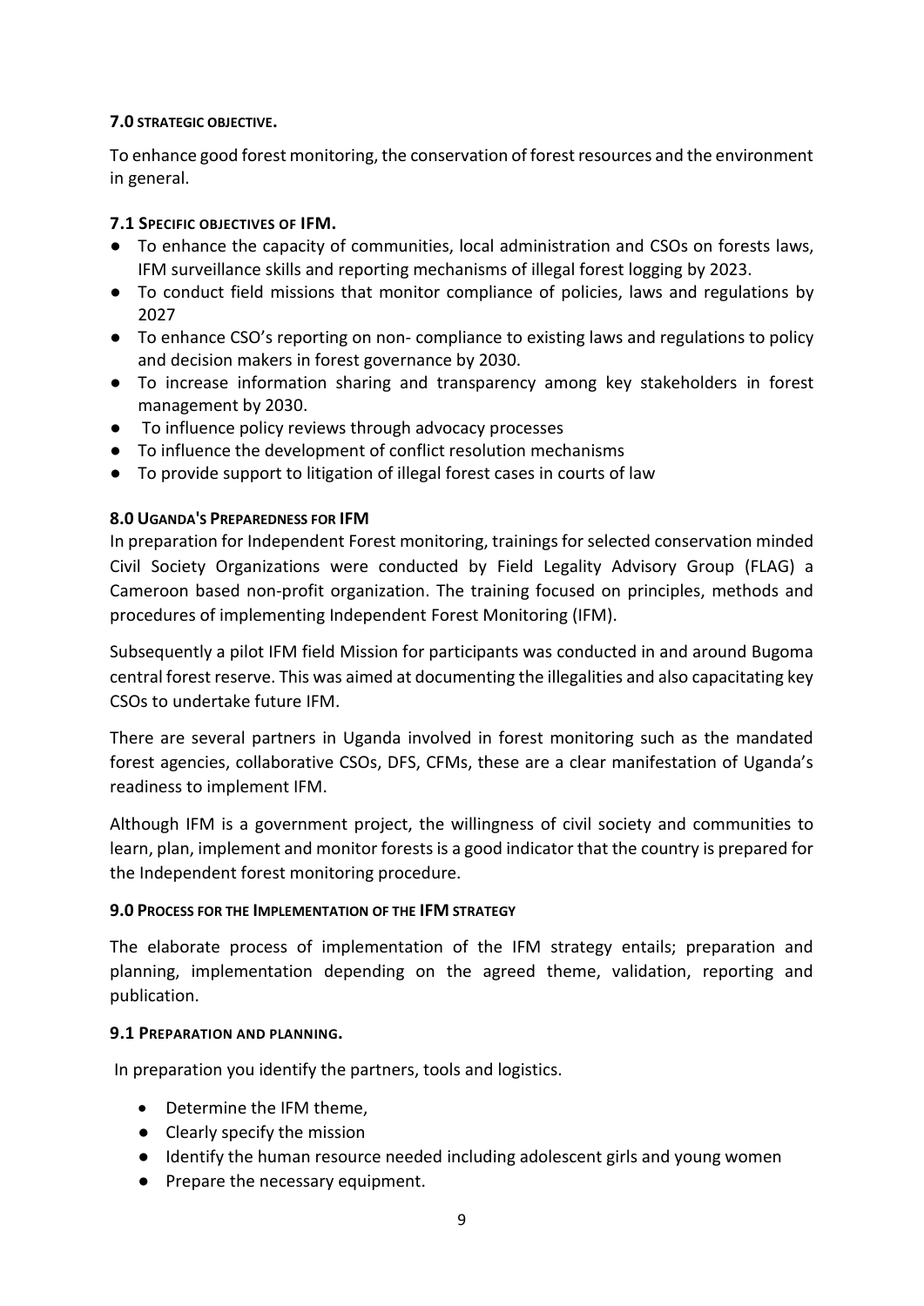## 7.0 STRATEGIC OBJECTIVE.

To enhance good forest monitoring, the conservation of forest resources and the environment in general.

### 7.1 SPECIFIC OBJECTIVES OF IFM.

- To enhance the capacity of communities, local administration and CSOs on forests laws, IFM surveillance skills and reporting mechanisms of illegal forest logging by 2023.
- To conduct field missions that monitor compliance of policies, laws and regulations by 2027
- To enhance CSO's reporting on non- compliance to existing laws and regulations to policy and decision makers in forest governance by 2030.
- To increase information sharing and transparency among key stakeholders in forest management by 2030.
- To influence policy reviews through advocacy processes
- To influence the development of conflict resolution mechanisms
- To provide support to litigation of illegal forest cases in courts of law

## 8.0 UGANDA'S PREPAREDNESS FOR IFM

In preparation for Independent Forest monitoring, trainings for selected conservation minded Civil Society Organizations were conducted by Field Legality Advisory Group (FLAG) a Cameroon based non-profit organization. The training focused on principles, methods and procedures of implementing Independent Forest Monitoring (IFM).

Subsequently a pilot IFM field Mission for participants was conducted in and around Bugoma central forest reserve. This was aimed at documenting the illegalities and also capacitating key CSOs to undertake future IFM.

There are several partners in Uganda involved in forest monitoring such as the mandated forest agencies, collaborative CSOs, DFS, CFMs, these are a clear manifestation of Uganda's readiness to implement IFM.

Although IFM is a government project, the willingness of civil society and communities to learn, plan, implement and monitor forests is a good indicator that the country is prepared for the Independent forest monitoring procedure.

## 9.0 PROCESS FOR THE IMPLEMENTATION OF THE IFM STRATEGY

The elaborate process of implementation of the IFM strategy entails; preparation and planning, implementation depending on the agreed theme, validation, reporting and publication.

### 9.1 PREPARATION AND PLANNING.

In preparation you identify the partners, tools and logistics.

- Determine the IFM theme,
- Clearly specify the mission
- Identify the human resource needed including adolescent girls and young women
- Prepare the necessary equipment.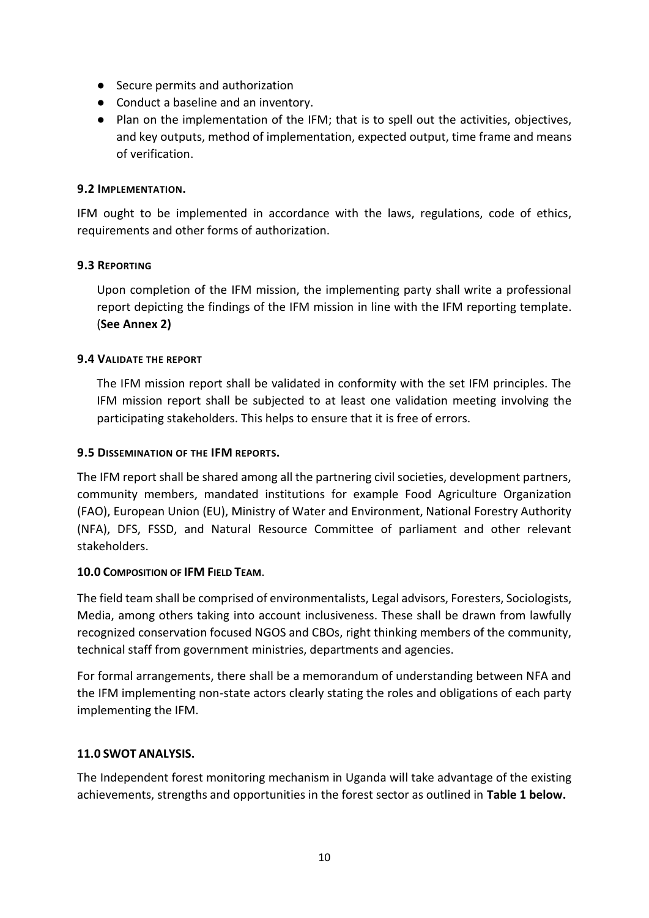- Secure permits and authorization
- Conduct a baseline and an inventory.
- Plan on the implementation of the IFM; that is to spell out the activities, objectives, and key outputs, method of implementation, expected output, time frame and means of verification.

### 9.2 Implementation.

IFM ought to be implemented in accordance with the laws, regulations, code of ethics, requirements and other forms of authorization.

### 9.3 Reporting

Upon completion of the IFM mission, the implementing party shall write a professional report depicting the findings of the IFM mission in line with the IFM reporting template. (**See Annex 2)**

### 9.4 Validate the report

The IFM mission report shall be validated in conformity with the set IFM principles. The IFM mission report shall be subjected to at least one validation meeting involving the participating stakeholders. This helps to ensure that it is free of errors.

### 9.5 Dissemination of the IFM reports.

The IFM report shall be shared among all the partnering civil societies, development partners, community members, mandated institutions for example Food Agriculture Organization (FAO), European Union (EU), Ministry of Water and Environment, National Forestry Authority (NFA), DFS, FSSD, and Natural Resource Committee of parliament and other relevant stakeholders.

## 10.0 Composition of IFM Field Team.

The field team shall be comprised of environmentalists, Legal advisors, Foresters, Sociologists, Media, among others taking into account inclusiveness. These shall be drawn from lawfully recognized conservation focused NGOS and CBOs, right thinking members of the community, technical staff from government ministries, departments and agencies.

For formal arrangements, there shall be a memorandum of understanding between NFA and the IFM implementing non-state actors clearly stating the roles and obligations of each party implementing the IFM.

## 11.0 SWOT ANALYSIS.

The Independent forest monitoring mechanism in Uganda will take advantage of the existing achievements, strengths and opportunities in the forest sector as outlined in **Table 1 below.**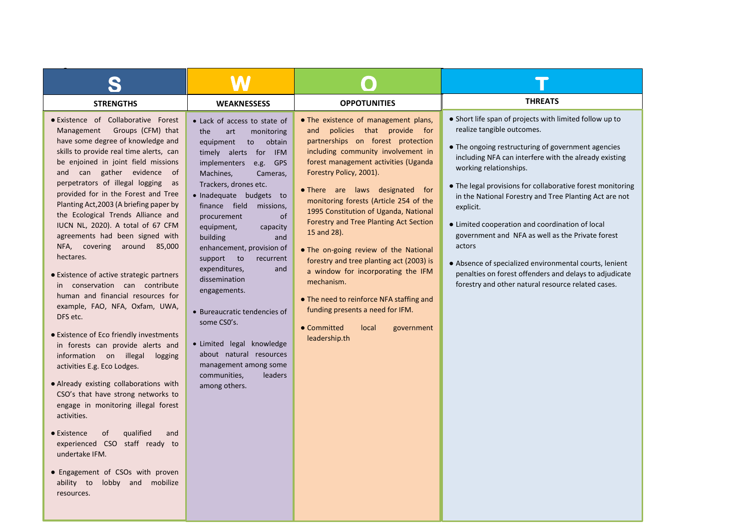| S | W | O | T |
|---|---|---|---|
| **STRENGTHS** | **WEAKNESSESS** | **OPPOTUNITIES** | **THREATS** |
| ● Existence of Collaborative Forest Management Groups (CFM) that have some degree of knowledge and skills to provide real time alerts, can be enjoined in joint field missions and can gather evidence of perpetrators of illegal logging as provided for in the Forest and Tree Planting Act,2003 (A briefing paper by the Ecological Trends Alliance and IUCN NL, 2020). A total of 67 CFM agreements had been signed with NFA, covering around 85,000 hectares.<br><br>● Existence of active strategic partners in conservation can contribute human and financial resources for example, FAO, NFA, Oxfam, UWA, DFS etc.<br><br>● Existence of Eco friendly investments in forests can provide alerts and information on illegal logging activities E.g. Eco Lodges.<br><br>● Already existing collaborations with CSO's that have strong networks to engage in monitoring illegal forest activities.<br><br>● Existence of qualified and experienced CSO staff ready to undertake IFM.<br><br>● Engagement of CSOs with proven ability to lobby and mobilize resources. | ● Lack of access to state of the art monitoring equipment to obtain timely alerts for IFM implementers e.g. GPS Machines, Cameras, Trackers, drones etc.<br>● Inadequate budgets to finance field missions, procurement of equipment, capacity building and enhancement, provision of support to recurrent expenditures, and dissemination engagements.<br><br>● Bureaucratic tendencies of some CSO's.<br><br>● Limited legal knowledge about natural resources management among some communities, leaders among others. | ● The existence of management plans, and policies that provide for partnerships on forest protection including community involvement in forest management activities (Uganda Forestry Policy, 2001).<br><br>● There are laws designated for monitoring forests (Article 254 of the 1995 Constitution of Uganda, National Forestry and Tree Planting Act Section 15 and 28).<br><br>● The on-going review of the National forestry and tree planting act (2003) is a window for incorporating the IFM mechanism.<br><br>● The need to reinforce NFA staffing and funding presents a need for IFM.<br><br>● Committed local government leadership.th | ● Short life span of projects with limited follow up to realize tangible outcomes.<br><br>● The ongoing restructuring of government agencies including NFA can interfere with the already existing working relationships.<br><br>● The legal provisions for collaborative forest monitoring in the National Forestry and Tree Planting Act are not explicit.<br><br>● Limited cooperation and coordination of local government and NFA as well as the Private forest actors<br><br>● Absence of specialized environmental courts, lenient penalties on forest offenders and delays to adjudicate forestry and other natural resource related cases. |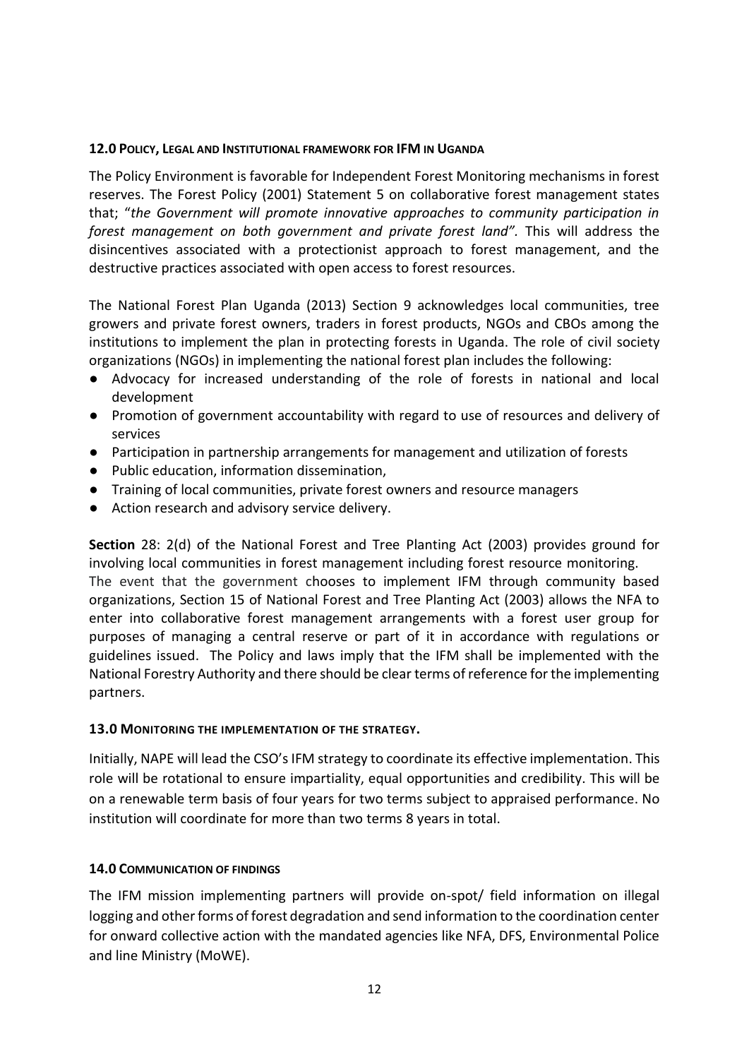## 12.0 POLICY, LEGAL AND INSTITUTIONAL FRAMEWORK FOR IFM IN UGANDA

The Policy Environment is favorable for Independent Forest Monitoring mechanisms in forest reserves. The Forest Policy (2001) Statement 5 on collaborative forest management states that; "*the Government will promote innovative approaches to community participation in forest management on both government and private forest land".* This will address the disincentives associated with a protectionist approach to forest management, and the destructive practices associated with open access to forest resources.

The National Forest Plan Uganda (2013) Section 9 acknowledges local communities, tree growers and private forest owners, traders in forest products, NGOs and CBOs among the institutions to implement the plan in protecting forests in Uganda. The role of civil society organizations (NGOs) in implementing the national forest plan includes the following:

- Advocacy for increased understanding of the role of forests in national and local development
- Promotion of government accountability with regard to use of resources and delivery of services
- Participation in partnership arrangements for management and utilization of forests
- Public education, information dissemination,
- Training of local communities, private forest owners and resource managers
- Action research and advisory service delivery.

**Section** 28: 2(d) of the National Forest and Tree Planting Act (2003) provides ground for involving local communities in forest management including forest resource monitoring.
The event that the government chooses to implement IFM through community based organizations, Section 15 of National Forest and Tree Planting Act (2003) allows the NFA to enter into collaborative forest management arrangements with a forest user group for purposes of managing a central reserve or part of it in accordance with regulations or guidelines issued. The Policy and laws imply that the IFM shall be implemented with the National Forestry Authority and there should be clear terms of reference for the implementing partners.

## 13.0 MONITORING THE IMPLEMENTATION OF THE STRATEGY.

Initially, NAPE will lead the CSO's IFM strategy to coordinate its effective implementation. This role will be rotational to ensure impartiality, equal opportunities and credibility. This will be on a renewable term basis of four years for two terms subject to appraised performance. No institution will coordinate for more than two terms 8 years in total.

## 14.0 COMMUNICATION OF FINDINGS

The IFM mission implementing partners will provide on-spot/ field information on illegal logging and other forms of forest degradation and send information to the coordination center for onward collective action with the mandated agencies like NFA, DFS, Environmental Police and line Ministry (MoWE).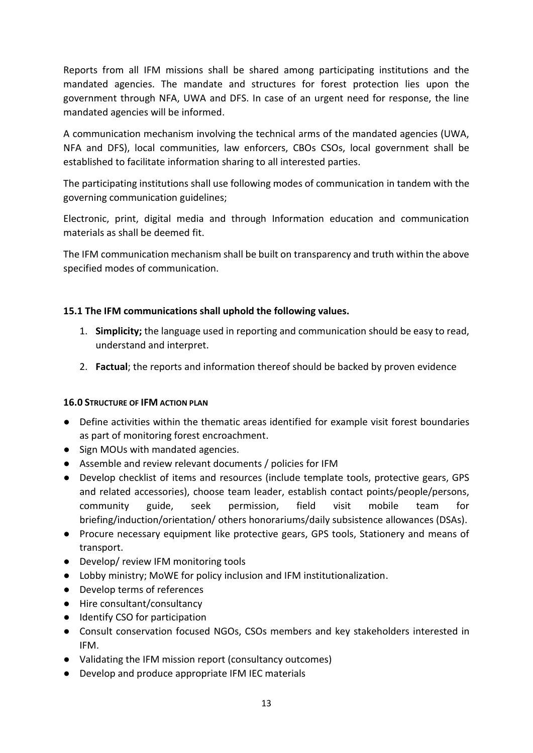Reports from all IFM missions shall be shared among participating institutions and the mandated agencies. The mandate and structures for forest protection lies upon the government through NFA, UWA and DFS. In case of an urgent need for response, the line mandated agencies will be informed.

A communication mechanism involving the technical arms of the mandated agencies (UWA, NFA and DFS), local communities, law enforcers, CBOs CSOs, local government shall be established to facilitate information sharing to all interested parties.

The participating institutions shall use following modes of communication in tandem with the governing communication guidelines;

Electronic, print, digital media and through Information education and communication materials as shall be deemed fit.

The IFM communication mechanism shall be built on transparency and truth within the above specified modes of communication.

### 15.1 The IFM communications shall uphold the following values.

1. **Simplicity;** the language used in reporting and communication should be easy to read, understand and interpret.
2. **Factual**; the reports and information thereof should be backed by proven evidence

## 16.0 STRUCTURE OF IFM ACTION PLAN

- Define activities within the thematic areas identified for example visit forest boundaries as part of monitoring forest encroachment.
- Sign MOUs with mandated agencies.
- Assemble and review relevant documents / policies for IFM
- Develop checklist of items and resources (include template tools, protective gears, GPS and related accessories), choose team leader, establish contact points/people/persons, community guide, seek permission, field visit mobile team for briefing/induction/orientation/ others honorariums/daily subsistence allowances (DSAs).
- Procure necessary equipment like protective gears, GPS tools, Stationery and means of transport.
- Develop/ review IFM monitoring tools
- Lobby ministry; MoWE for policy inclusion and IFM institutionalization.
- Develop terms of references
- Hire consultant/consultancy
- Identify CSO for participation
- Consult conservation focused NGOs, CSOs members and key stakeholders interested in IFM.
- Validating the IFM mission report (consultancy outcomes)
- Develop and produce appropriate IFM IEC materials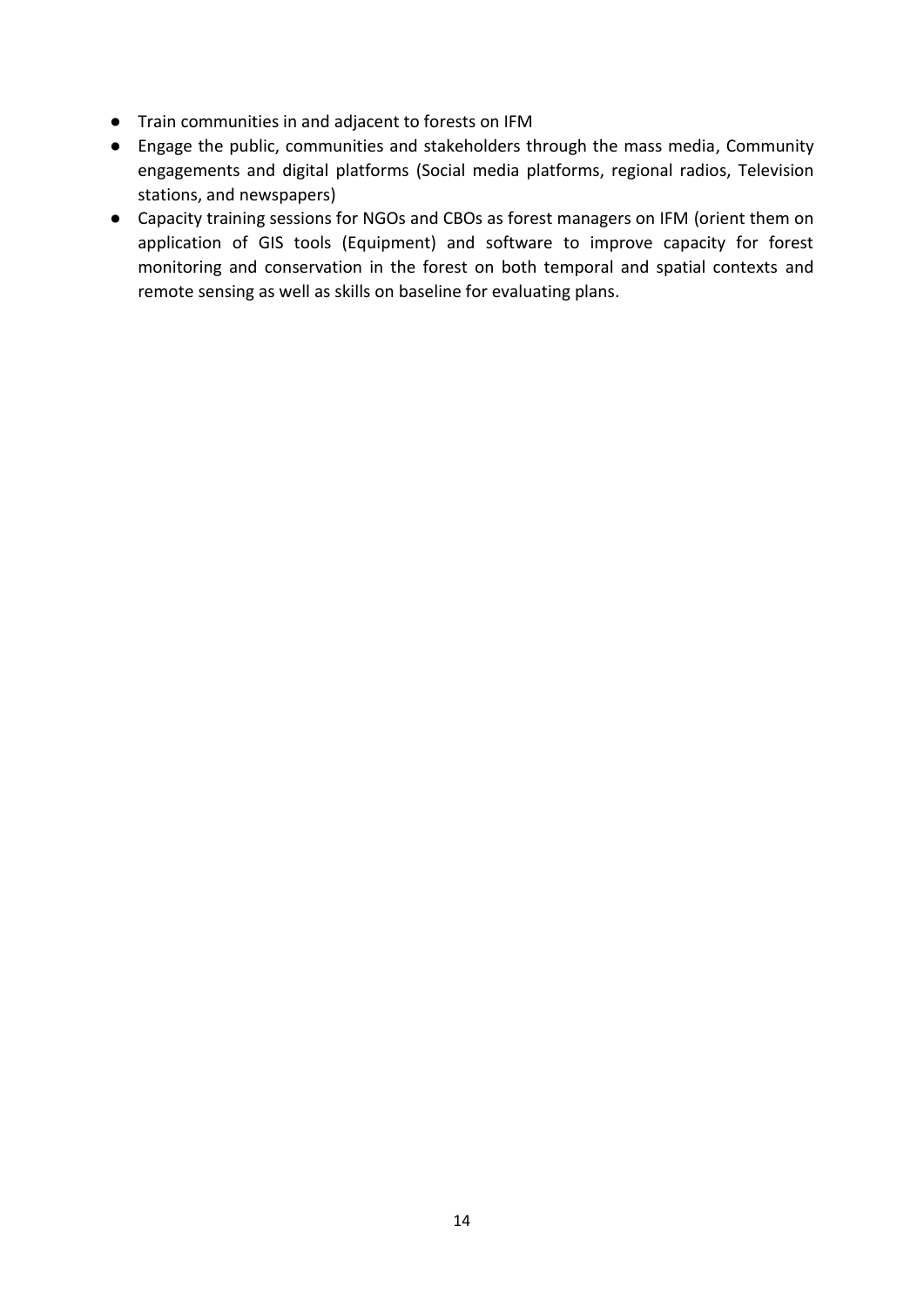- Train communities in and adjacent to forests on IFM
- Engage the public, communities and stakeholders through the mass media, Community engagements and digital platforms (Social media platforms, regional radios, Television stations, and newspapers)
- Capacity training sessions for NGOs and CBOs as forest managers on IFM (orient them on application of GIS tools (Equipment) and software to improve capacity for forest monitoring and conservation in the forest on both temporal and spatial contexts and remote sensing as well as skills on baseline for evaluating plans.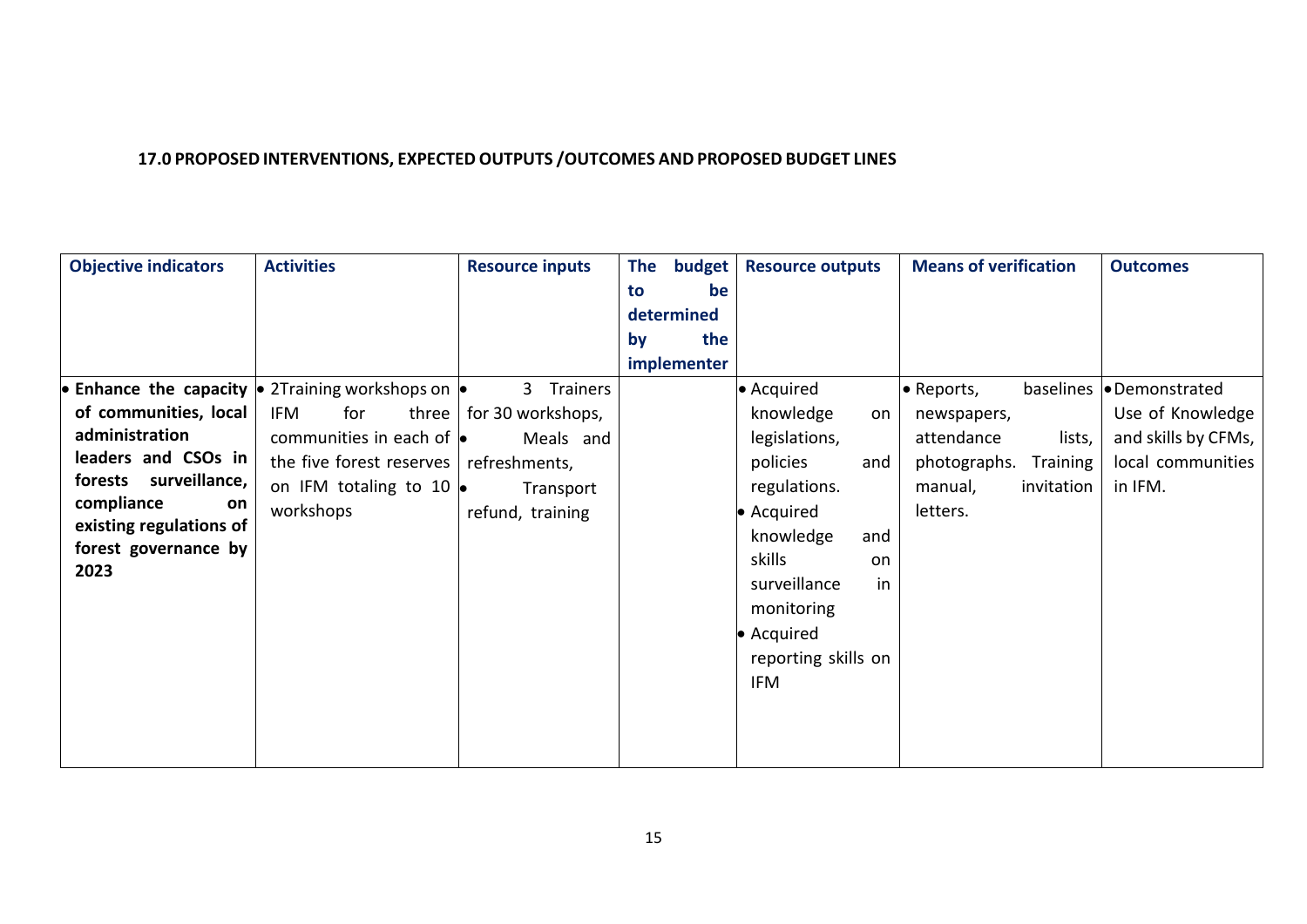**17.0 PROPOSED INTERVENTIONS, EXPECTED OUTPUTS /OUTCOMES AND PROPOSED BUDGET LINES**

| Objective indicators | Activities | Resource inputs | The budget to be determined by the implementer | Resource outputs | Means of verification | Outcomes |
|---|---|---|---|---|---|---|
| • **Enhance the capacity of communities, local administration leaders and CSOs in forests surveillance, compliance on existing regulations of forest governance by 2023** | • 2Training workshops on IFM for three communities in each of the five forest reserves on IFM totaling to 10 workshops | • 3 Trainers for 30 workshops,<br>• Meals and refreshments,<br>• Transport refund, training | | • Acquired knowledge on legislations, policies and regulations.<br>• Acquired knowledge and skills on surveillance in monitoring<br>• Acquired reporting skills on IFM | • Reports, baselines newspapers, attendance lists, photographs. Training manual, invitation letters. | • Demonstrated Use of Knowledge and skills by CFMs, local communities in IFM. |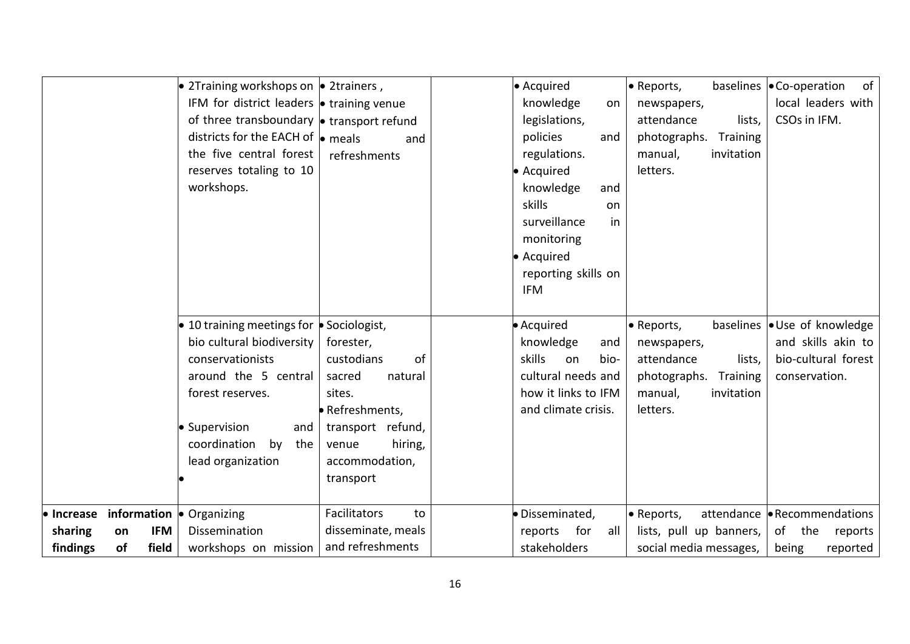| | | | | | | |
|---|---|---|---|---|---|---|
| | • 2Training workshops on IFM for district leaders of three transboundary districts for the EACH of the five central forest reserves totaling to 10 workshops. | • 2trainers , • training venue • transport refund • meals and refreshments | | • Acquired knowledge on legislations, policies and regulations. • Acquired knowledge and skills on surveillance in monitoring • Acquired reporting skills on IFM | • Reports, baselines newspapers, attendance lists, photographs. Training manual, invitation letters. | • Co-operation of local leaders with CSOs in IFM. |
| | • 10 training meetings for bio cultural biodiversity conservationists around the 5 central forest reserves. • Supervision and coordination by the lead organization • | • Sociologist, forester, custodians of sacred natural sites. • Refreshments, transport refund, venue hiring, accommodation, transport | | • Acquired knowledge and skills on bio-cultural needs and how it links to IFM and climate crisis. | • Reports, baselines newspapers, attendance lists, photographs. Training manual, invitation letters. | • Use of knowledge and skills akin to bio-cultural forest conservation. |
| • **Increase information sharing on IFM findings of field** | • Organizing Dissemination workshops on mission | Facilitators to disseminate, meals and refreshments | | • Disseminated, reports for all stakeholders | • Reports, attendance lists, pull up banners, social media messages, | • Recommendations of the reports being reported |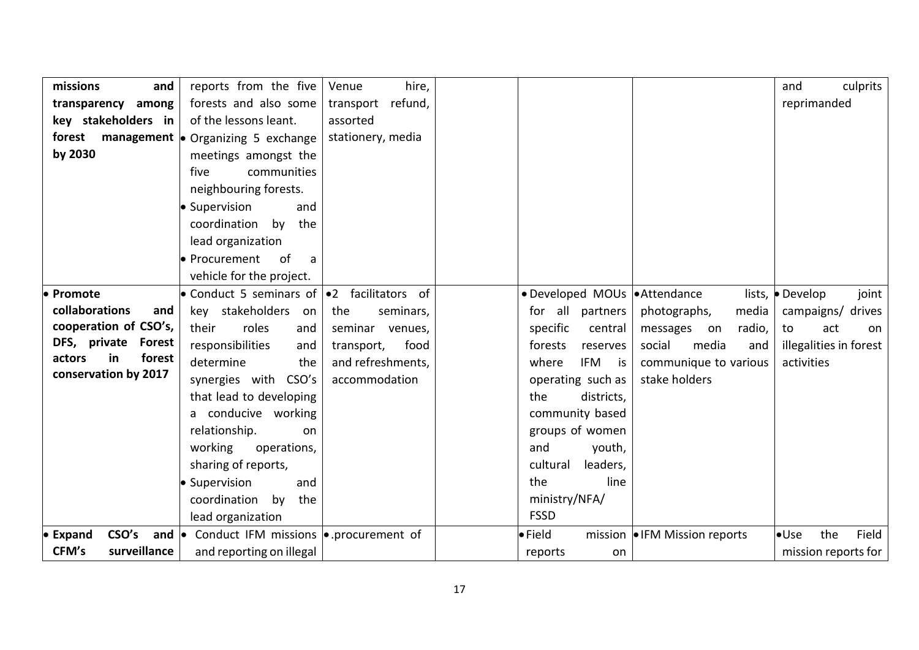| | | | | | | |
|---|---|---|---|---|---|---|
| **missions and transparency among key stakeholders in forest management by 2030** | reports from the five forests and also some of the lessons leant.<br>• Organizing 5 exchange meetings amongst the five communities neighbouring forests.<br>• Supervision and coordination by the lead organization<br>• Procurement of a vehicle for the project. | Venue hire, transport refund, assorted stationery, media | | | | and culprits reprimanded |
| • **Promote collaborations and cooperation of CSO's, DFS, private Forest actors in forest conservation by 2017** | • Conduct 5 seminars of key stakeholders on their roles and responsibilities and determine the synergies with CSO's that lead to developing a conducive working relationship. on working operations, sharing of reports,<br>• Supervision and coordination by the lead organization | • 2 facilitators of the seminars, seminar venues, transport, food and refreshments, accommodation | | • Developed MOUs for all partners specific central forests reserves where IFM is operating such as the districts, community based groups of women and youth, cultural leaders, the line ministry/NFA/ FSSD | • Attendance lists, photographs, media messages on radio, social media and communique to various stake holders | • Develop joint campaigns/ drives to act on illegalities in forest activities |
| • **Expand CSO's and CFM's surveillance** | • Conduct IFM missions and reporting on illegal | • .procurement of | | • Field mission reports on | • IFM Mission reports | • Use the Field mission reports for |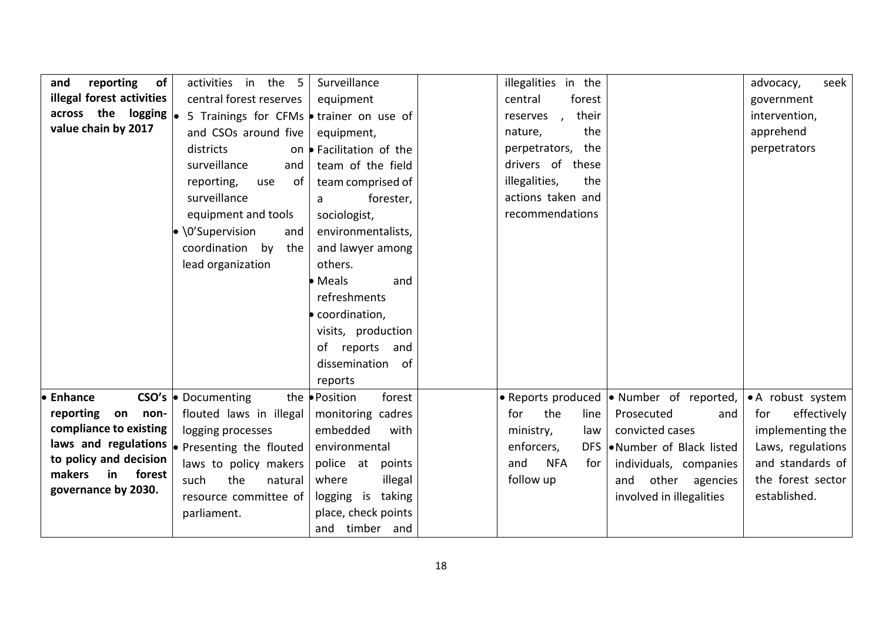| | | | | | | |
|---|---|---|---|---|---|---|
| **and reporting of illegal forest activities across the logging value chain by 2017** | activities in the 5 central forest reserves<br>• 5 Trainings for CFMs and CSOs around five districts on surveillance and reporting, use of surveillance equipment and tools<br>• \0'Supervision and coordination by the lead organization | Surveillance equipment<br>• trainer on use of equipment,<br>• Facilitation of the team of the field team comprised of a forester, sociologist, environmentalists, and lawyer among others.<br>• Meals and refreshments<br>• coordination, visits, production of reports and dissemination of reports | | illegalities in the central forest reserves , their nature, the perpetrators, the drivers of these illegalities, the actions taken and recommendations | | advocacy, seek government intervention, apprehend perpetrators |
| • **Enhance CSO's reporting on non-compliance to existing laws and regulations to policy and decision makers in forest governance by 2030.** | • Documenting the flouted laws in illegal logging processes<br>• Presenting the flouted laws to policy makers such the natural resource committee of parliament. | • Position forest monitoring cadres embedded with environmental police at points where illegal logging is taking place, check points and timber and | | • Reports produced for the line ministry, law enforcers, DFS and NFA for follow up | • Number of reported, Prosecuted and convicted cases<br>• Number of Black listed individuals, companies and other agencies involved in illegalities | • A robust system for effectively implementing the Laws, regulations and standards of the forest sector established. |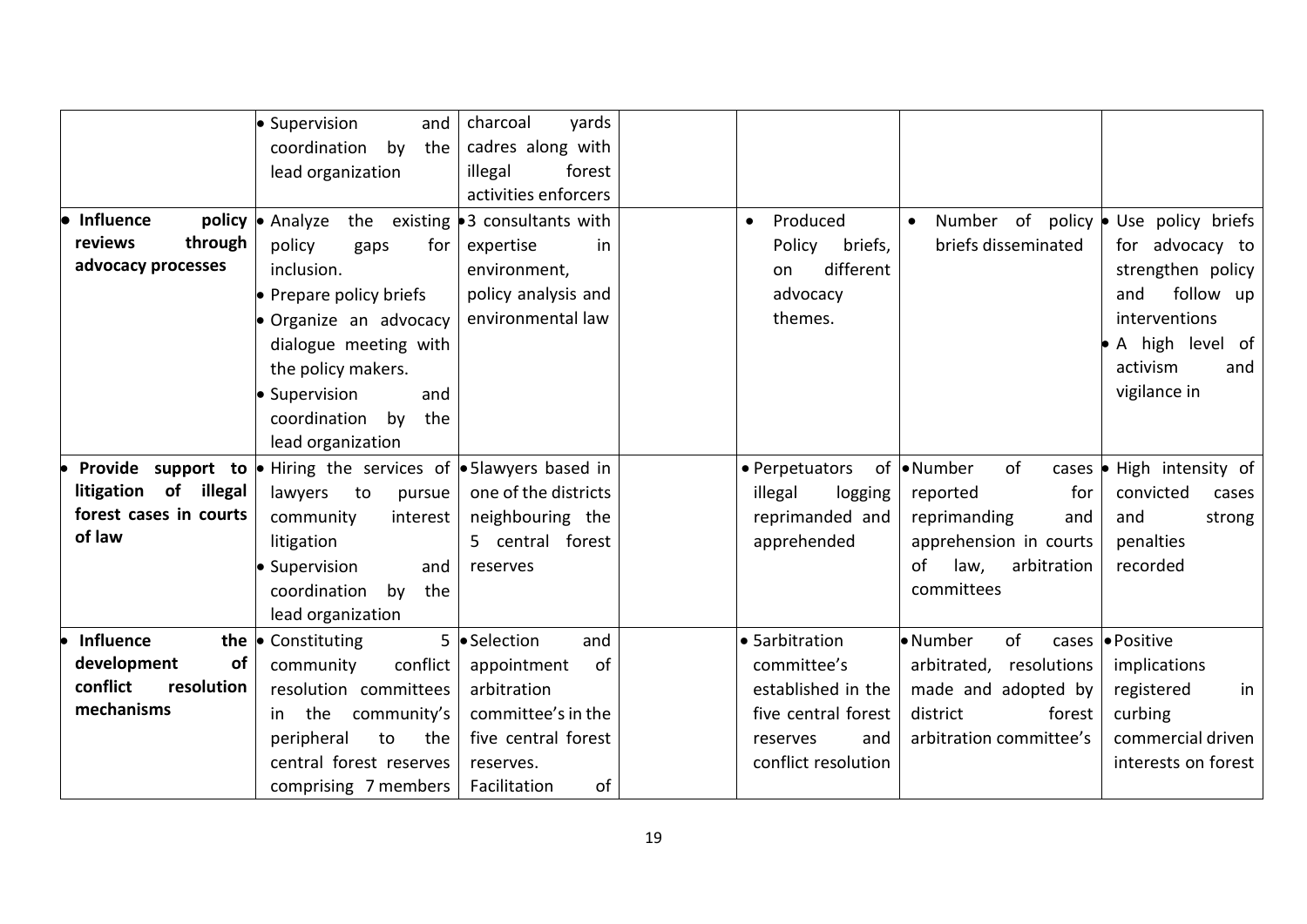| | | | | | | |
|---|---|---|---|---|---|---|
| | • Supervision and coordination by the lead organization | charcoal yards cadres along with illegal forest activities enforcers | | | | |
| • **Influence policy reviews through advocacy processes** | • Analyze the existing policy gaps for inclusion.<br>• Prepare policy briefs<br>• Organize an advocacy dialogue meeting with the policy makers.<br>• Supervision and coordination by the lead organization | • 3 consultants with expertise in environment, policy analysis and environmental law | | • Produced Policy briefs, on different advocacy themes. | • Number of policy briefs disseminated | • Use policy briefs for advocacy to strengthen policy and follow up interventions<br>• A high level of activism and vigilance in |
| • **Provide support to litigation of illegal forest cases in courts of law** | • Hiring the services of lawyers to pursue community interest litigation<br>• Supervision and coordination by the lead organization | • 5lawyers based in one of the districts neighbouring the 5 central forest reserves | | • Perpetuators of illegal logging reprimanded and apprehended | • Number of cases reported for reprimanding and apprehension in courts of law, arbitration committees | • High intensity of convicted cases and strong penalties recorded |
| • **Influence the development of conflict resolution mechanisms** | • Constituting 5 community conflict resolution committees in the community's peripheral to the central forest reserves comprising 7 members | • Selection and appointment of arbitration committee's in the five central forest reserves.<br>Facilitation of | | • 5arbitration committee's established in the five central forest reserves and conflict resolution | • Number of cases arbitrated, resolutions made and adopted by district forest arbitration committee's | • Positive implications registered in curbing commercial driven interests on forest |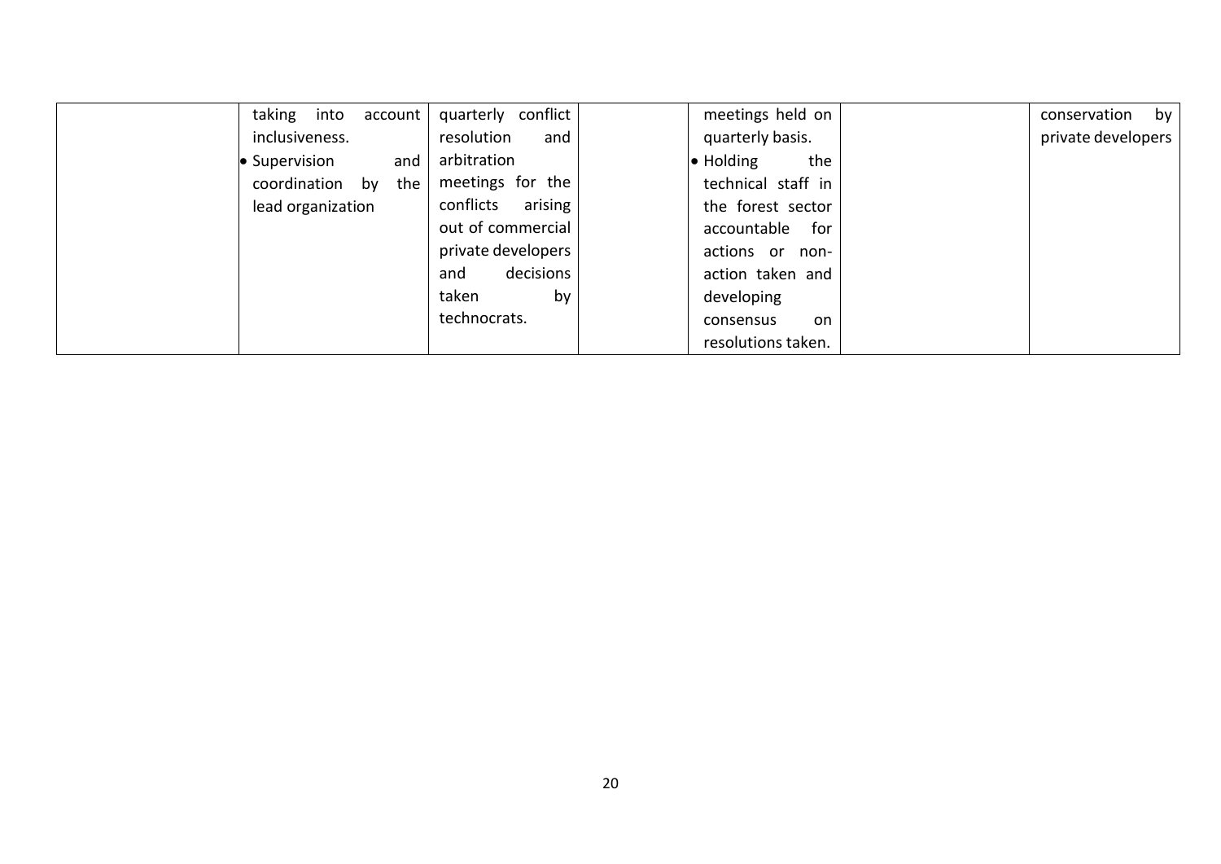|  |  |  |  |  |  |  |
|---|---|---|---|---|---|---|
|  | taking into account inclusiveness.<br>• Supervision and coordination by the lead organization | quarterly conflict resolution and arbitration meetings for the conflicts arising out of commercial private developers and decisions taken by technocrats. |  | meetings held on quarterly basis.<br>• Holding the technical staff in the forest sector accountable for actions or non-action taken and developing consensus on resolutions taken. |  | conservation by private developers |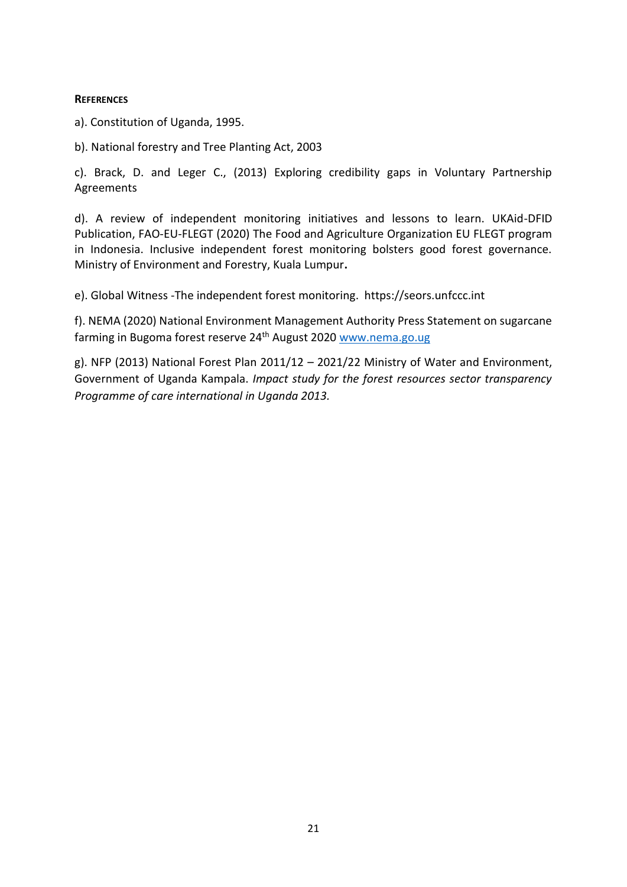**REFERENCES**

a). Constitution of Uganda, 1995.

b). National forestry and Tree Planting Act, 2003

c). Brack, D. and Leger C., (2013) Exploring credibility gaps in Voluntary Partnership Agreements

d). A review of independent monitoring initiatives and lessons to learn. UKAid-DFID Publication, FAO-EU-FLEGT (2020) The Food and Agriculture Organization EU FLEGT program in Indonesia. Inclusive independent forest monitoring bolsters good forest governance. Ministry of Environment and Forestry, Kuala Lumpur**.**

e). Global Witness -The independent forest monitoring. https://seors.unfccc.int

f). NEMA (2020) National Environment Management Authority Press Statement on sugarcane farming in Bugoma forest reserve 24th August 2020 [www.nema.go.ug](www.nema.go.ug)

g). NFP (2013) National Forest Plan 2011/12 – 2021/22 Ministry of Water and Environment, Government of Uganda Kampala. *Impact study for the forest resources sector transparency Programme of care international in Uganda 2013.*